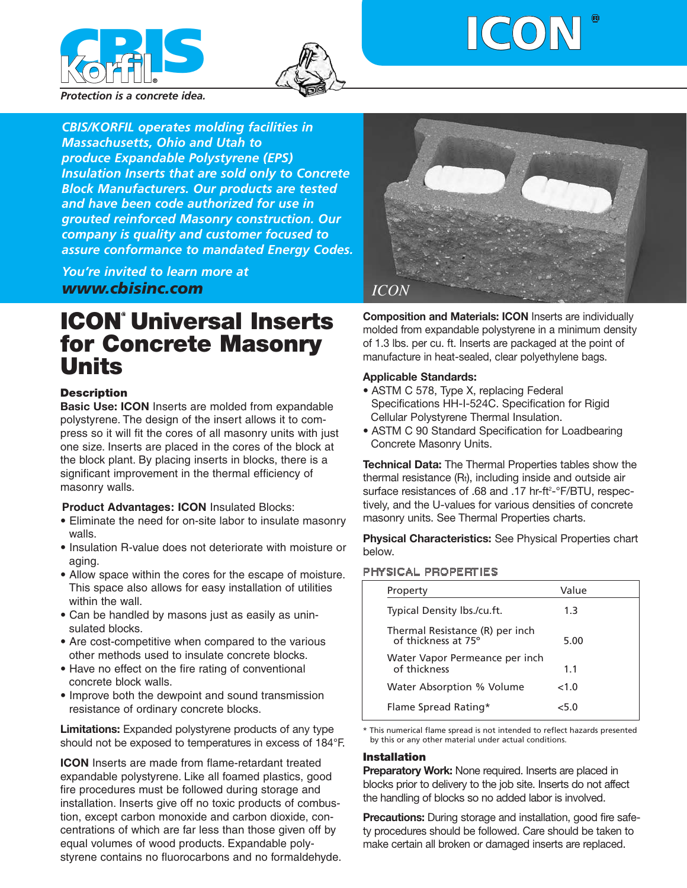# CBIS Korfil®

*Protection is a concrete idea.*

# ICON®

***CBIS/KORFIL operates molding facilities in Massachusetts, Ohio and Utah to produce Expandable Polystyrene (EPS) Insulation Inserts that are sold only to Concrete Block Manufacturers. Our products are tested and have been code authorized for use in grouted reinforced Masonry construction. Our company is quality and customer focused to assure conformance to mandated Energy Codes.***

*You're invited to learn more at* ***www.cbisinc.com***

*ICON*

# ICON® Universal Inserts for Concrete Masonry Units

### Description

**Basic Use: ICON** Inserts are molded from expandable polystyrene. The design of the insert allows it to compress so it will fit the cores of all masonry units with just one size. Inserts are placed in the cores of the block at the block plant. By placing inserts in blocks, there is a significant improvement in the thermal efficiency of masonry walls.

**Product Advantages: ICON** Insulated Blocks:

- Eliminate the need for on-site labor to insulate masonry walls.
- Insulation R-value does not deteriorate with moisture or aging.
- Allow space within the cores for the escape of moisture. This space also allows for easy installation of utilities within the wall.
- Can be handled by masons just as easily as uninsulated blocks.
- Are cost-competitive when compared to the various other methods used to insulate concrete blocks.
- Have no effect on the fire rating of conventional concrete block walls.
- Improve both the dewpoint and sound transmission resistance of ordinary concrete blocks.

**Limitations:** Expanded polystyrene products of any type should not be exposed to temperatures in excess of 184°F.

**ICON** Inserts are made from flame-retardant treated expandable polystyrene. Like all foamed plastics, good fire procedures must be followed during storage and installation. Inserts give off no toxic products of combustion, except carbon monoxide and carbon dioxide, concentrations of which are far less than those given off by equal volumes of wood products. Expandable polystyrene contains no fluorocarbons and no formaldehyde.

**Composition and Materials: ICON** Inserts are individually molded from expandable polystyrene in a minimum density of 1.3 lbs. per cu. ft. Inserts are packaged at the point of manufacture in heat-sealed, clear polyethylene bags.

**Applicable Standards:**

- ASTM C 578, Type X, replacing Federal Specifications HH-I-524C. Specification for Rigid Cellular Polystyrene Thermal Insulation.
- ASTM C 90 Standard Specification for Loadbearing Concrete Masonry Units.

**Technical Data:** The Thermal Properties tables show the thermal resistance ($R_t$), including inside and outside air surface resistances of .68 and .17 hr-ft$^2$-°F/BTU, respectively, and the U-values for various densities of concrete masonry units. See Thermal Properties charts.

**Physical Characteristics:** See Physical Properties chart below.

#### PHYSICAL PROPERTIES

| Property | Value |
|---|---|
| Typical Density lbs./cu.ft. | 1.3 |
| Thermal Resistance (R) per inch of thickness at 75° | 5.00 |
| Water Vapor Permeance per inch of thickness | 1.1 |
| Water Absorption % Volume | <1.0 |
| Flame Spread Rating* | <5.0 |

\* This numerical flame spread is not intended to reflect hazards presented by this or any other material under actual conditions.

### Installation

**Preparatory Work:** None required. Inserts are placed in blocks prior to delivery to the job site. Inserts do not affect the handling of blocks so no added labor is involved.

**Precautions:** During storage and installation, good fire safety procedures should be followed. Care should be taken to make certain all broken or damaged inserts are replaced.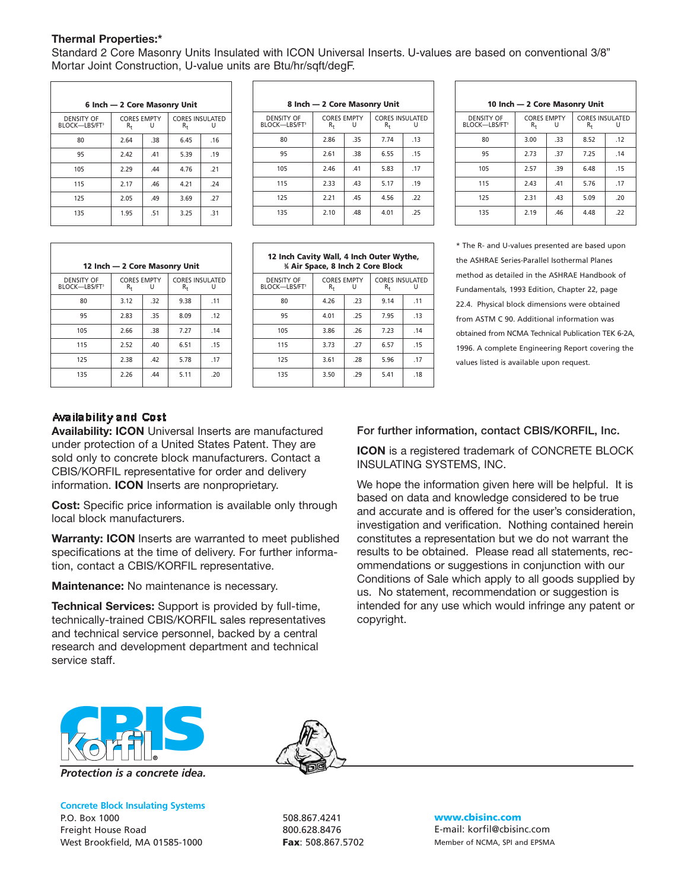## Thermal Properties:*

Standard 2 Core Masonry Units Insulated with ICON Universal Inserts. U-values are based on conventional 3/8" Mortar Joint Construction, U-value units are Btu/hr/sqft/degF.

**6 Inch — 2 Core Masonry Unit**

| DENSITY OF BLOCK—LBS/FT³ | CORES EMPTY $R_t$ | U | CORES INSULATED $R_t$ | U |
|---|---|---|---|---|
| 80 | 2.64 | .38 | 6.45 | .16 |
| 95 | 2.42 | .41 | 5.39 | .19 |
| 105 | 2.29 | .44 | 4.76 | .21 |
| 115 | 2.17 | .46 | 4.21 | .24 |
| 125 | 2.05 | .49 | 3.69 | .27 |
| 135 | 1.95 | .51 | 3.25 | .31 |

**8 Inch — 2 Core Masonry Unit**

| DENSITY OF BLOCK—LBS/FT³ | CORES EMPTY $R_t$ | U | CORES INSULATED $R_t$ | U |
|---|---|---|---|---|
| 80 | 2.86 | .35 | 7.74 | .13 |
| 95 | 2.61 | .38 | 6.55 | .15 |
| 105 | 2.46 | .41 | 5.83 | .17 |
| 115 | 2.33 | .43 | 5.17 | .19 |
| 125 | 2.21 | .45 | 4.56 | .22 |
| 135 | 2.10 | .48 | 4.01 | .25 |

**10 Inch — 2 Core Masonry Unit**

| DENSITY OF BLOCK—LBS/FT³ | CORES EMPTY $R_t$ | U | CORES INSULATED $R_t$ | U |
|---|---|---|---|---|
| 80 | 3.00 | .33 | 8.52 | .12 |
| 95 | 2.73 | .37 | 7.25 | .14 |
| 105 | 2.57 | .39 | 6.48 | .15 |
| 115 | 2.43 | .41 | 5.76 | .17 |
| 125 | 2.31 | .43 | 5.09 | .20 |
| 135 | 2.19 | .46 | 4.48 | .22 |

**12 Inch — 2 Core Masonry Unit**

| DENSITY OF BLOCK—LBS/FT³ | CORES EMPTY $R_t$ | U | CORES INSULATED $R_t$ | U |
|---|---|---|---|---|
| 80 | 3.12 | .32 | 9.38 | .11 |
| 95 | 2.83 | .35 | 8.09 | .12 |
| 105 | 2.66 | .38 | 7.27 | .14 |
| 115 | 2.52 | .40 | 6.51 | .15 |
| 125 | 2.38 | .42 | 5.78 | .17 |
| 135 | 2.26 | .44 | 5.11 | .20 |

**12 Inch Cavity Wall, 4 Inch Outer Wythe, ¾ Air Space, 8 Inch 2 Core Block**

| DENSITY OF BLOCK—LBS/FT³ | CORES EMPTY $R_t$ | U | CORES INSULATED $R_t$ | U |
|---|---|---|---|---|
| 80 | 4.26 | .23 | 9.14 | .11 |
| 95 | 4.01 | .25 | 7.95 | .13 |
| 105 | 3.86 | .26 | 7.23 | .14 |
| 115 | 3.73 | .27 | 6.57 | .15 |
| 125 | 3.61 | .28 | 5.96 | .17 |
| 135 | 3.50 | .29 | 5.41 | .18 |

* The R- and U-values presented are based upon the ASHRAE Series-Parallel Isothermal Planes method as detailed in the ASHRAE Handbook of Fundamentals, 1993 Edition, Chapter 22, page 22.4. Physical block dimensions were obtained from ASTM C 90. Additional information was obtained from NCMA Technical Publication TEK 6-2A, 1996. A complete Engineering Report covering the values listed is available upon request.

## Availability and Cost

**Availability: ICON** Universal Inserts are manufactured under protection of a United States Patent. They are sold only to concrete block manufacturers. Contact a CBIS/KORFIL representative for order and delivery information. **ICON** Inserts are nonproprietary.

**Cost:** Specific price information is available only through local block manufacturers.

**Warranty: ICON** Inserts are warranted to meet published specifications at the time of delivery. For further information, contact a CBIS/KORFIL representative.

**Maintenance:** No maintenance is necessary.

**Technical Services:** Support is provided by full-time, technically-trained CBIS/KORFIL sales representatives and technical service personnel, backed by a central research and development department and technical service staff.

**For further information, contact CBIS/KORFIL, Inc.**

**ICON** is a registered trademark of CONCRETE BLOCK INSULATING SYSTEMS, INC.

We hope the information given here will be helpful. It is based on data and knowledge considered to be true and accurate and is offered for the user's consideration, investigation and verification. Nothing contained herein constitutes a representation but we do not warrant the results to be obtained. Please read all statements, recommendations or suggestions in conjunction with our Conditions of Sale which apply to all goods supplied by us. No statement, recommendation or suggestion is intended for any use which would infringe any patent or copyright.

CBIS Korfil®

*Protection is a concrete idea.*

**Concrete Block Insulating Systems**
P.O. Box 1000
Freight House Road
West Brookfield, MA 01585-1000

508.867.4241
800.628.8476
**Fax**: 508.867.5702

**www.cbisinc.com**
E-mail: korfil@cbisinc.com
Member of NCMA, SPI and EPSMA